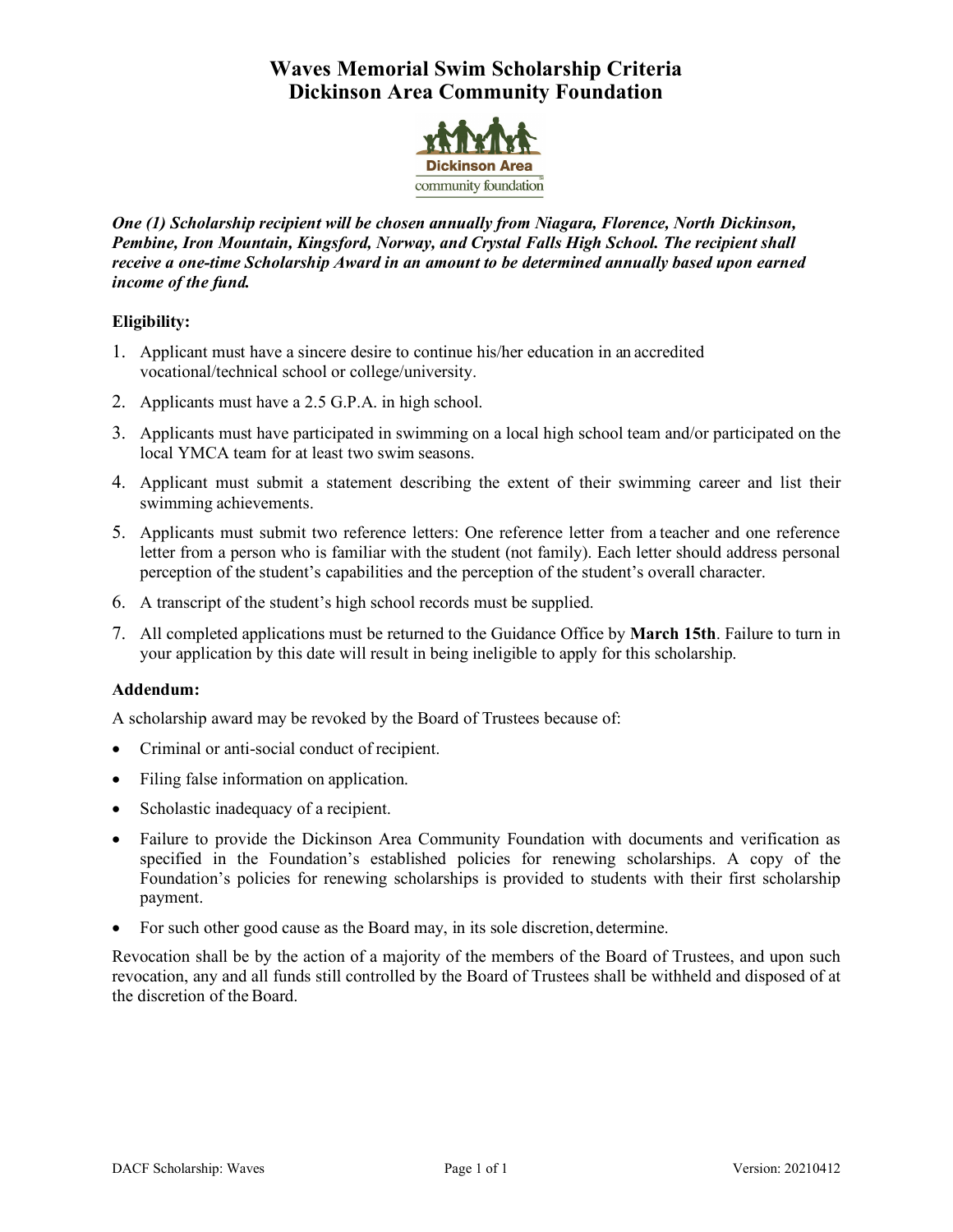# Waves Memorial Swim Scholarship Criteria
# Dickinson Area Community Foundation

***One (1) Scholarship recipient will be chosen annually from Niagara, Florence, North Dickinson, Pembine, Iron Mountain, Kingsford, Norway, and Crystal Falls High School. The recipient shall receive a one-time Scholarship Award in an amount to be determined annually based upon earned income of the fund.***

**Eligibility:**

1. Applicant must have a sincere desire to continue his/her education in an accredited vocational/technical school or college/university.
2. Applicants must have a 2.5 G.P.A. in high school.
3. Applicants must have participated in swimming on a local high school team and/or participated on the local YMCA team for at least two swim seasons.
4. Applicant must submit a statement describing the extent of their swimming career and list their swimming achievements.
5. Applicants must submit two reference letters: One reference letter from a teacher and one reference letter from a person who is familiar with the student (not family). Each letter should address personal perception of the student's capabilities and the perception of the student's overall character.
6. A transcript of the student's high school records must be supplied.
7. All completed applications must be returned to the Guidance Office by **March 15th**. Failure to turn in your application by this date will result in being ineligible to apply for this scholarship.

**Addendum:**

A scholarship award may be revoked by the Board of Trustees because of:

- Criminal or anti-social conduct of recipient.
- Filing false information on application.
- Scholastic inadequacy of a recipient.
- Failure to provide the Dickinson Area Community Foundation with documents and verification as specified in the Foundation's established policies for renewing scholarships. A copy of the Foundation's policies for renewing scholarships is provided to students with their first scholarship payment.
- For such other good cause as the Board may, in its sole discretion, determine.

Revocation shall be by the action of a majority of the members of the Board of Trustees, and upon such revocation, any and all funds still controlled by the Board of Trustees shall be withheld and disposed of at the discretion of the Board.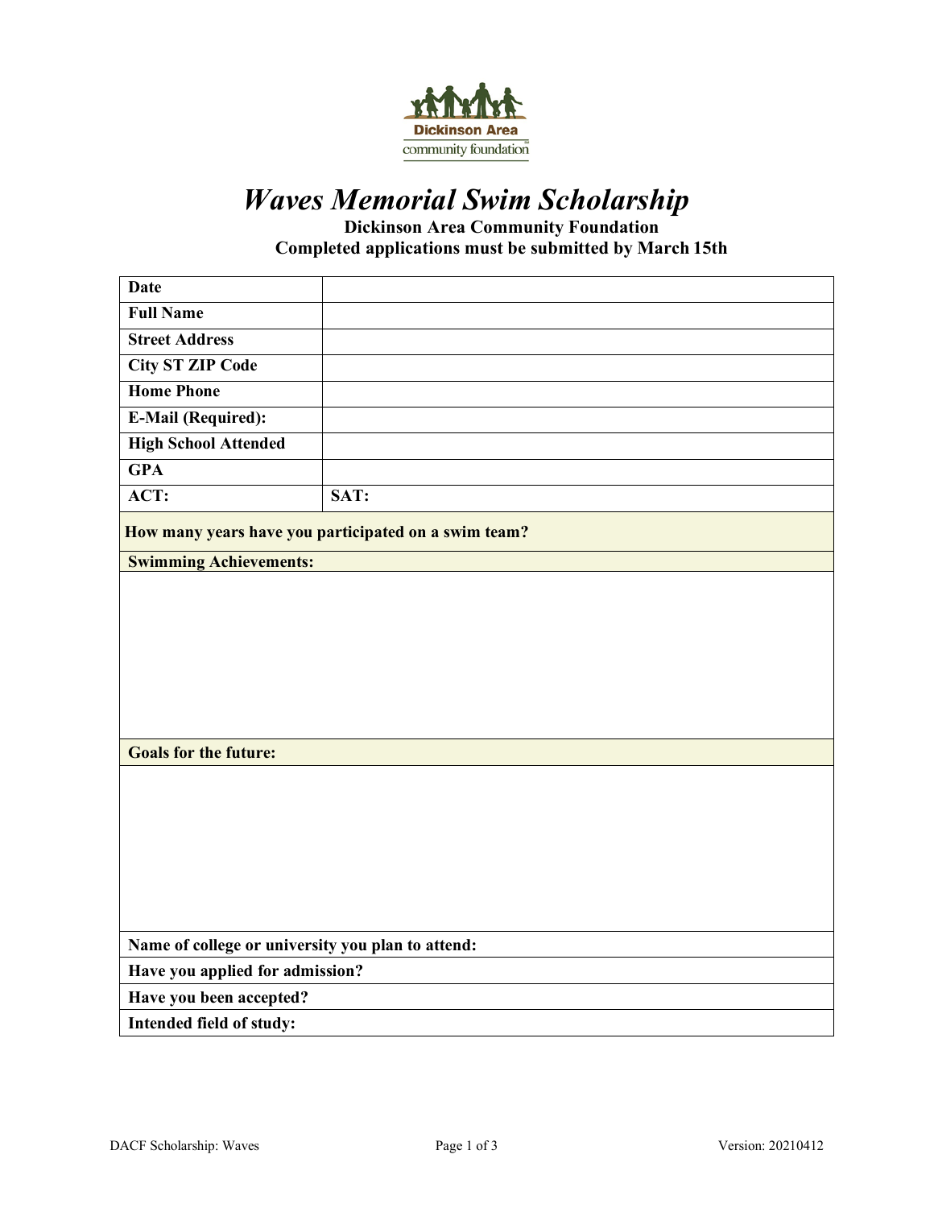# *Waves Memorial Swim Scholarship*

**Dickinson Area Community Foundation**

**Completed applications must be submitted by March 15th**

| | |
|---|---|
| **Date** | |
| **Full Name** | |
| **Street Address** | |
| **City ST ZIP Code** | |
| **Home Phone** | |
| **E-Mail (Required):** | |
| **High School Attended** | |
| **GPA** | |
| **ACT:** | **SAT:** |

**How many years have you participated on a swim team?**

**Swimming Achievements:**

**Goals for the future:**

**Name of college or university you plan to attend:**

**Have you applied for admission?**

**Have you been accepted?**

**Intended field of study:**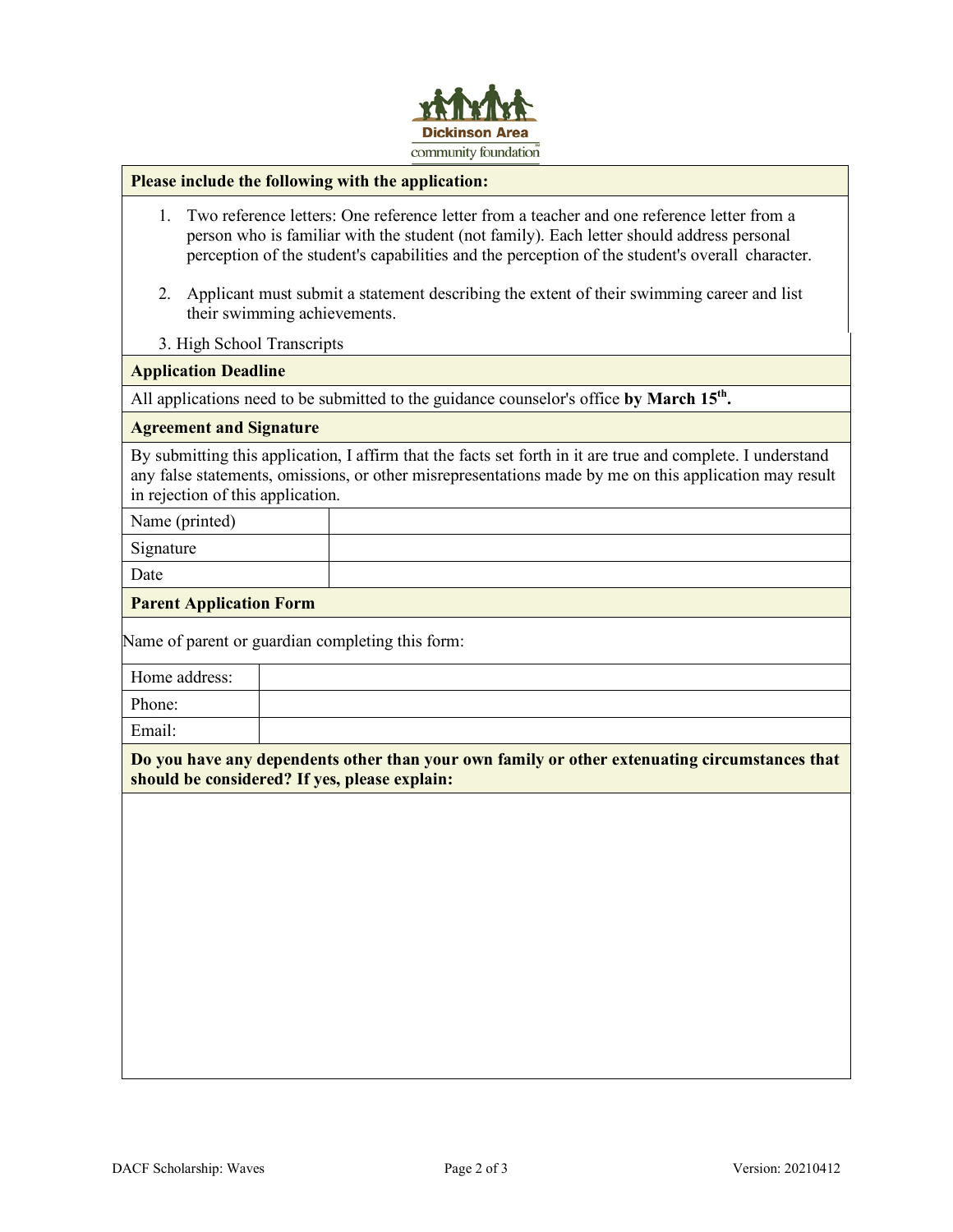**Please include the following with the application:**

1. Two reference letters: One reference letter from a teacher and one reference letter from a person who is familiar with the student (not family). Each letter should address personal perception of the student's capabilities and the perception of the student's overall character.

2. Applicant must submit a statement describing the extent of their swimming career and list their swimming achievements.

3. High School Transcripts

**Application Deadline**

All applications need to be submitted to the guidance counselor's office **by March 15th.**

**Agreement and Signature**

By submitting this application, I affirm that the facts set forth in it are true and complete. I understand any false statements, omissions, or other misrepresentations made by me on this application may result in rejection of this application.

| | |
|---|---|
| Name (printed) | |
| Signature | |
| Date | |

**Parent Application Form**

Name of parent or guardian completing this form:

| | |
|---|---|
| Home address: | |
| Phone: | |
| Email: | |

**Do you have any dependents other than your own family or other extenuating circumstances that should be considered? If yes, please explain:**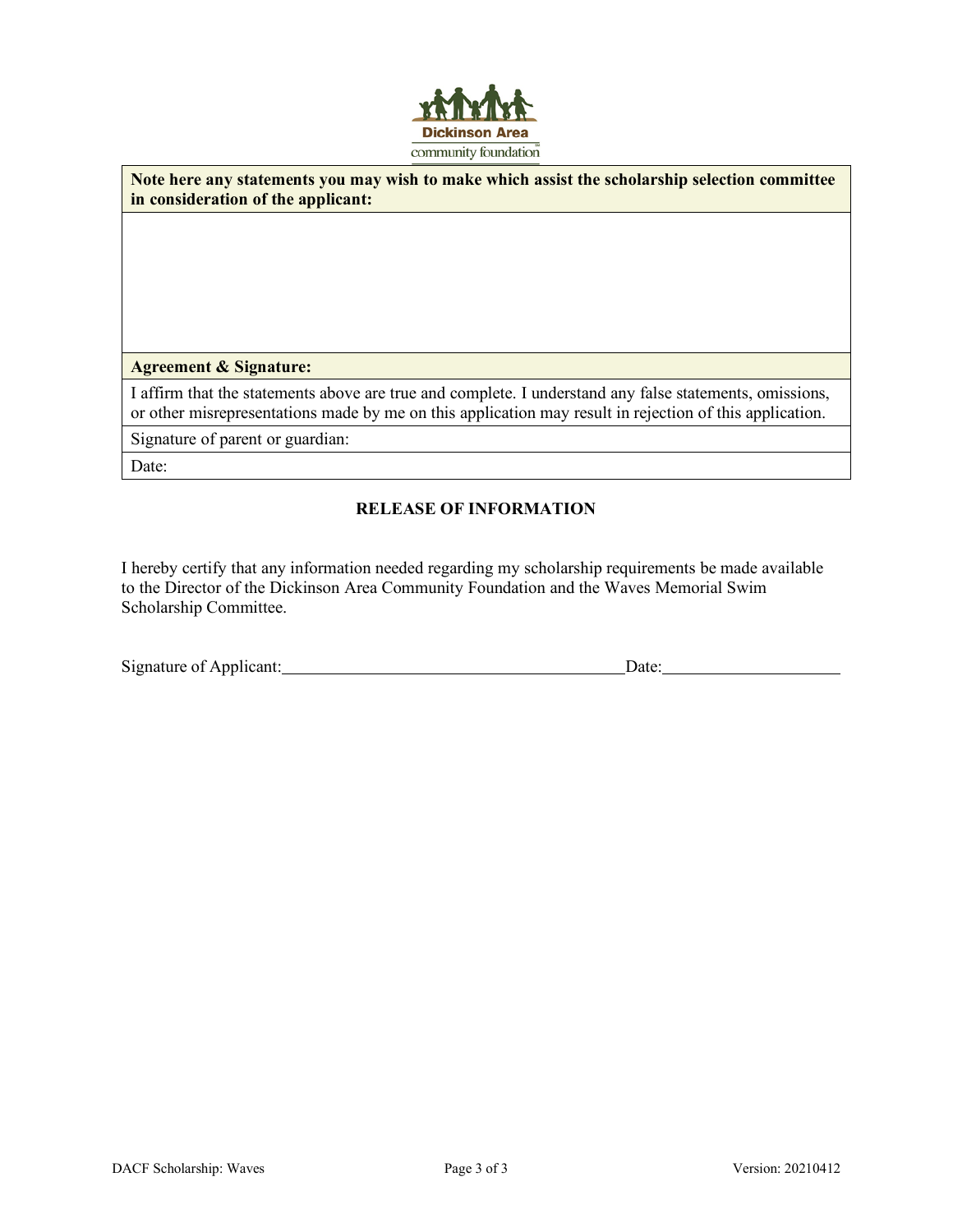Dickinson Area
community foundation

| Note here any statements you may wish to make which assist the scholarship selection committee in consideration of the applicant: |
| --- |
| |
| **Agreement & Signature:** |
| I affirm that the statements above are true and complete. I understand any false statements, omissions, or other misrepresentations made by me on this application may result in rejection of this application. |
| Signature of parent or guardian: |
| Date: |

**RELEASE OF INFORMATION**

I hereby certify that any information needed regarding my scholarship requirements be made available to the Director of the Dickinson Area Community Foundation and the Waves Memorial Swim Scholarship Committee.

Signature of Applicant:________________________________________ Date:_____________________